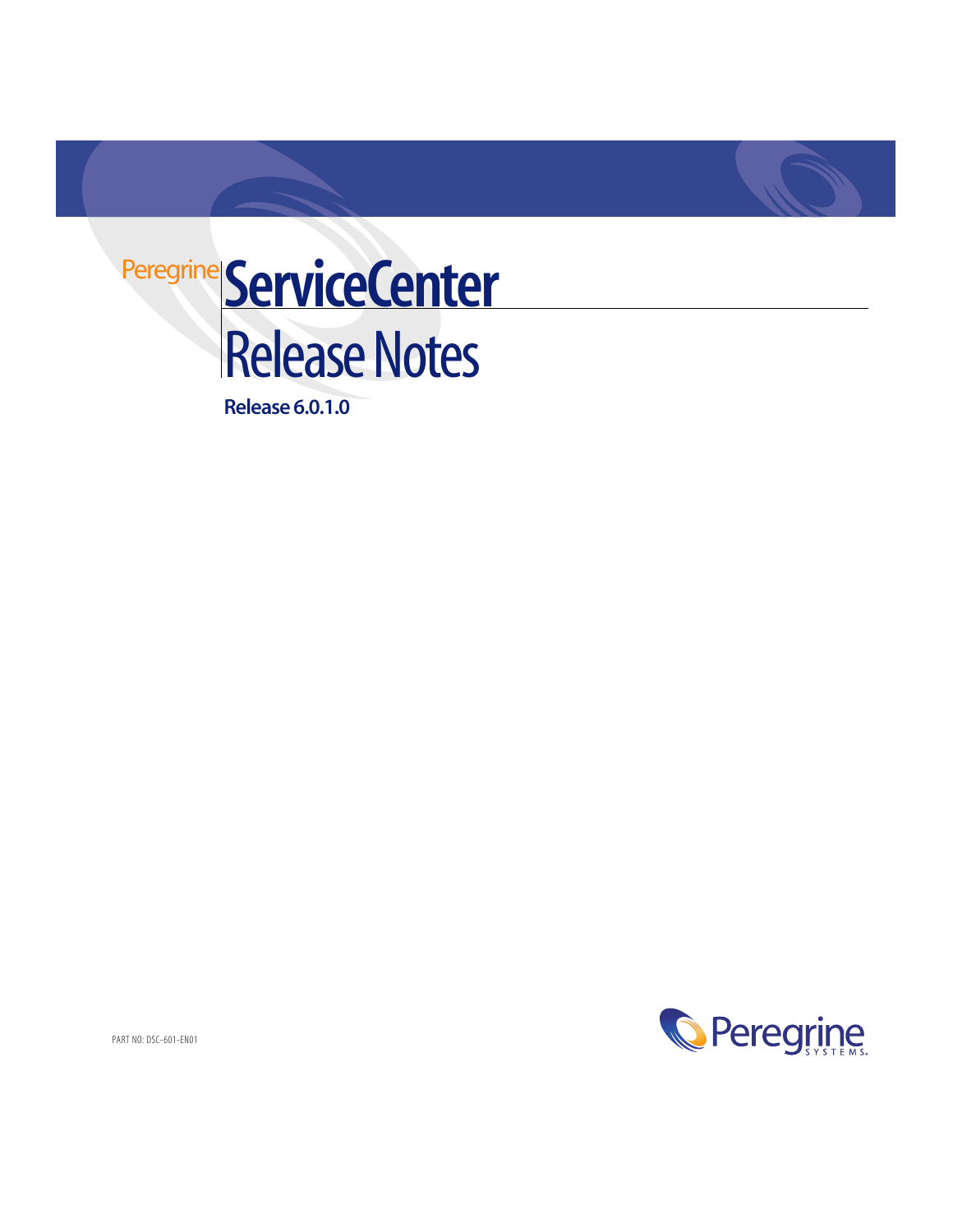Peregrine

# ServiceCenter

# Release Notes

**Release 6.0.1.0**

PART NO: DSC-601-EN01

Peregrine SYSTEMS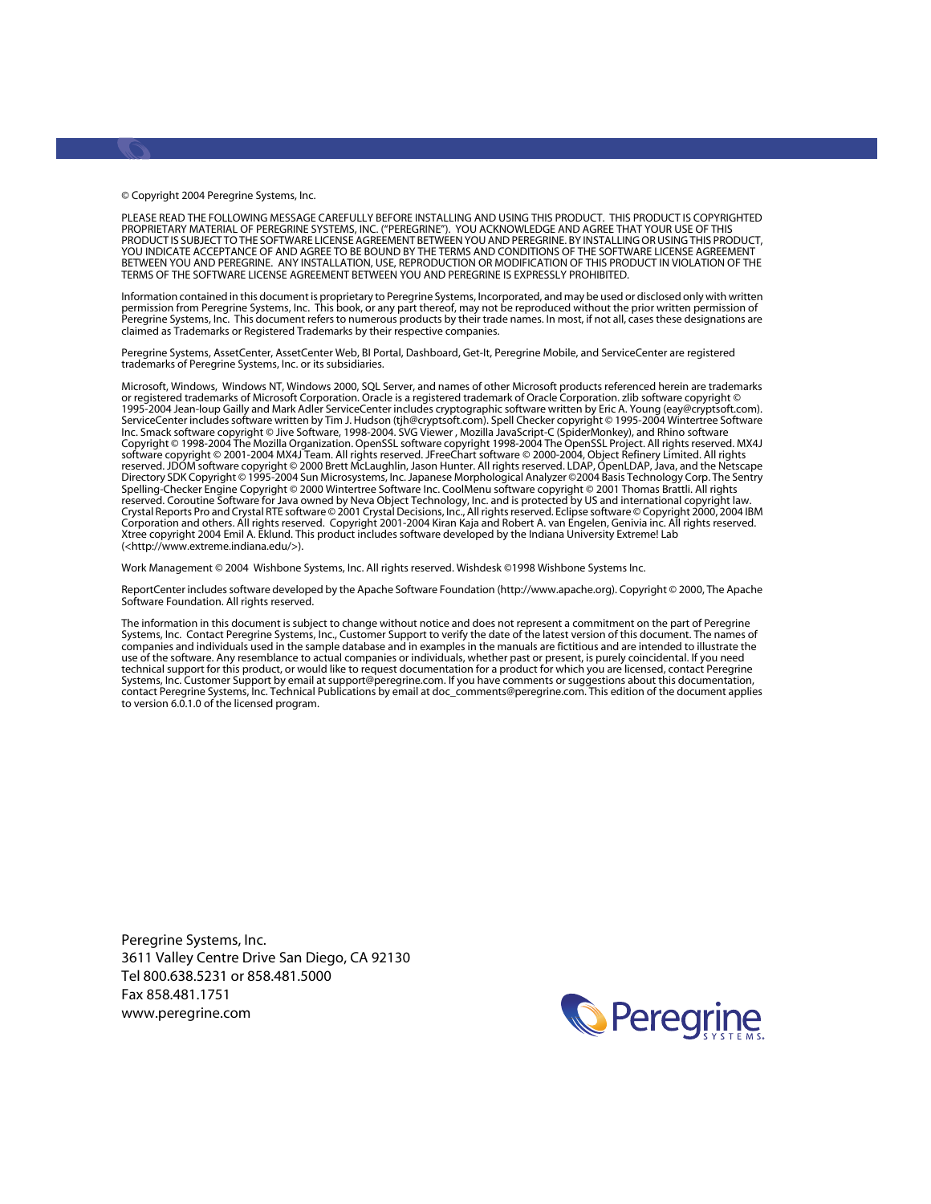© Copyright 2004 Peregrine Systems, Inc.

PLEASE READ THE FOLLOWING MESSAGE CAREFULLY BEFORE INSTALLING AND USING THIS PRODUCT. THIS PRODUCT IS COPYRIGHTED PROPRIETARY MATERIAL OF PEREGRINE SYSTEMS, INC. ("PEREGRINE"). YOU ACKNOWLEDGE AND AGREE THAT YOUR USE OF THIS PRODUCT IS SUBJECT TO THE SOFTWARE LICENSE AGREEMENT BETWEEN YOU AND PEREGRINE. BY INSTALLING OR USING THIS PRODUCT, YOU INDICATE ACCEPTANCE OF AND AGREE TO BE BOUND BY THE TERMS AND CONDITIONS OF THE SOFTWARE LICENSE AGREEMENT BETWEEN YOU AND PEREGRINE. ANY INSTALLATION, USE, REPRODUCTION OR MODIFICATION OF THIS PRODUCT IN VIOLATION OF THE TERMS OF THE SOFTWARE LICENSE AGREEMENT BETWEEN YOU AND PEREGRINE IS EXPRESSLY PROHIBITED.

Information contained in this document is proprietary to Peregrine Systems, Incorporated, and may be used or disclosed only with written permission from Peregrine Systems, Inc. This book, or any part thereof, may not be reproduced without the prior written permission of Peregrine Systems, Inc. This document refers to numerous products by their trade names. In most, if not all, cases these designations are claimed as Trademarks or Registered Trademarks by their respective companies.

Peregrine Systems, AssetCenter, AssetCenter Web, BI Portal, Dashboard, Get-It, Peregrine Mobile, and ServiceCenter are registered trademarks of Peregrine Systems, Inc. or its subsidiaries.

Microsoft, Windows, Windows NT, Windows 2000, SQL Server, and names of other Microsoft products referenced herein are trademarks or registered trademarks of Microsoft Corporation. Oracle is a registered trademark of Oracle Corporation. zlib software copyright © 1995-2004 Jean-loup Gailly and Mark Adler ServiceCenter includes cryptographic software written by Eric A. Young (eay@cryptsoft.com). ServiceCenter includes software written by Tim J. Hudson (tjh@cryptsoft.com). Spell Checker copyright © 1995-2004 Wintertree Software Inc. Smack software copyright © Jive Software, 1998-2004. SVG Viewer , Mozilla JavaScript-C (SpiderMonkey), and Rhino software Copyright © 1998-2004 The Mozilla Organization. OpenSSL software copyright 1998-2004 The OpenSSL Project. All rights reserved. MX4J software copyright © 2001-2004 MX4J Team. All rights reserved. JFreeChart software © 2000-2004, Object Refinery Limited. All rights reserved. JDOM software copyright © 2000 Brett McLaughlin, Jason Hunter. All rights reserved. LDAP, OpenLDAP, Java, and the Netscape Directory SDK Copyright © 1995-2004 Sun Microsystems, Inc. Japanese Morphological Analyzer ©2004 Basis Technology Corp. The Sentry Spelling-Checker Engine Copyright © 2000 Wintertree Software Inc. CoolMenu software copyright © 2001 Thomas Brattli. All rights reserved. Coroutine Software for Java owned by Neva Object Technology, Inc. and is protected by US and international copyright law. Crystal Reports Pro and Crystal RTE software © 2001 Crystal Decisions, Inc., All rights reserved. Eclipse software © Copyright 2000, 2004 IBM Corporation and others. All rights reserved. Copyright 2001-2004 Kiran Kaja and Robert A. van Engelen, Genivia inc. All rights reserved. Xtree copyright 2004 Emil A. Eklund. This product includes software developed by the Indiana University Extreme! Lab (<http://www.extreme.indiana.edu/>).

Work Management © 2004 Wishbone Systems, Inc. All rights reserved. Wishdesk ©1998 Wishbone Systems Inc.

ReportCenter includes software developed by the Apache Software Foundation (http://www.apache.org). Copyright © 2000, The Apache Software Foundation. All rights reserved.

The information in this document is subject to change without notice and does not represent a commitment on the part of Peregrine Systems, Inc. Contact Peregrine Systems, Inc., Customer Support to verify the date of the latest version of this document. The names of companies and individuals used in the sample database and in examples in the manuals are fictitious and are intended to illustrate the use of the software. Any resemblance to actual companies or individuals, whether past or present, is purely coincidental. If you need technical support for this product, or would like to request documentation for a product for which you are licensed, contact Peregrine Systems, Inc. Customer Support by email at support@peregrine.com. If you have comments or suggestions about this documentation, contact Peregrine Systems, Inc. Technical Publications by email at doc_comments@peregrine.com. This edition of the document applies to version 6.0.1.0 of the licensed program.

Peregrine Systems, Inc.
3611 Valley Centre Drive San Diego, CA 92130
Tel 800.638.5231 or 858.481.5000
Fax 858.481.1751
www.peregrine.com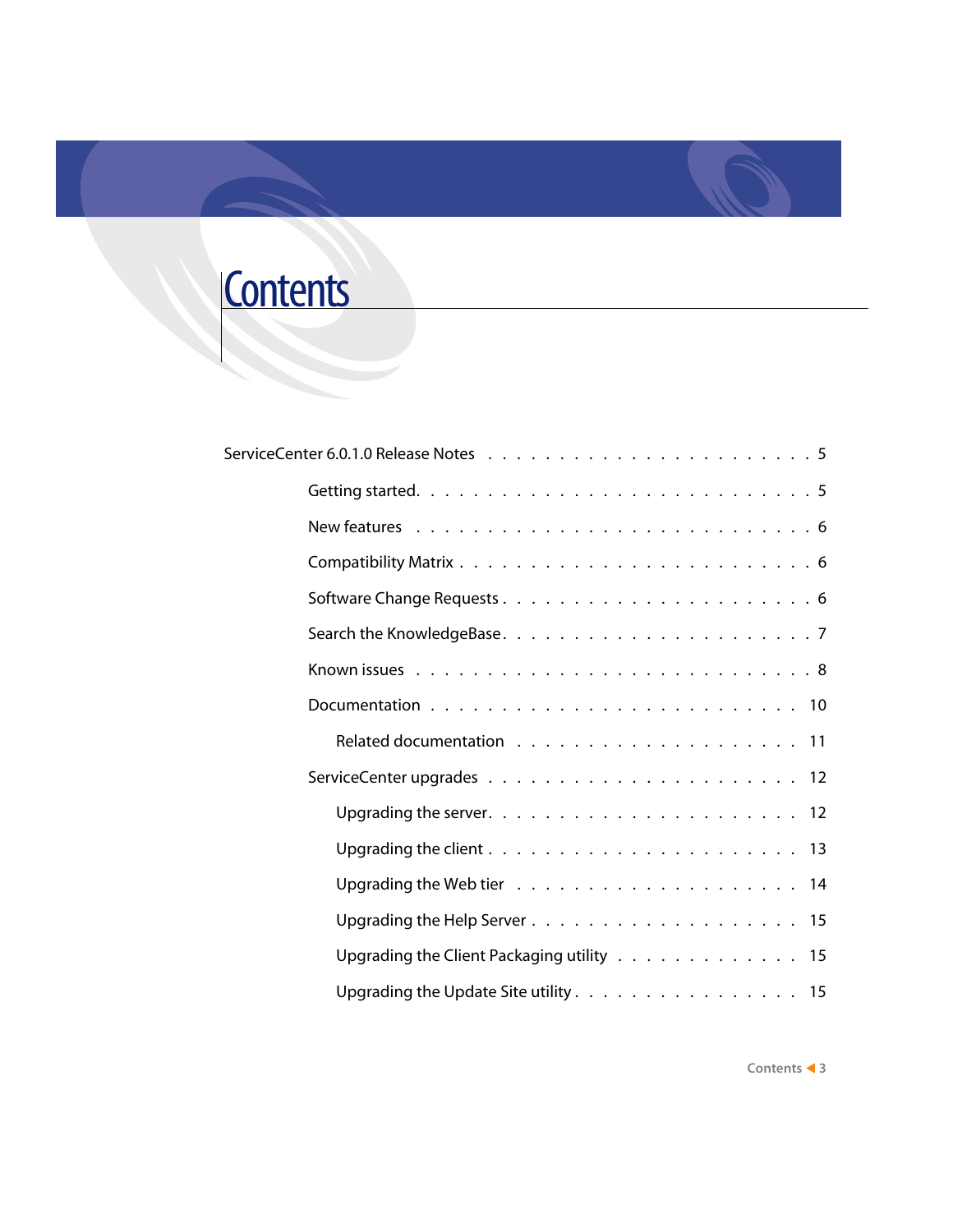# Contents

ServiceCenter 6.0.1.0 Release Notes . . . . . . . . . . . . . . . . . . . . . . 5

- Getting started. . . . . . . . . . . . . . . . . . . . . . . . . . . . 5
- New features . . . . . . . . . . . . . . . . . . . . . . . . . . . 6
- Compatibility Matrix . . . . . . . . . . . . . . . . . . . . . . . . 6
- Software Change Requests . . . . . . . . . . . . . . . . . . . . . 6
- Search the KnowledgeBase. . . . . . . . . . . . . . . . . . . . . . 7
- Known issues . . . . . . . . . . . . . . . . . . . . . . . . . . . 8
- Documentation . . . . . . . . . . . . . . . . . . . . . . . . . . 10
  - Related documentation . . . . . . . . . . . . . . . . . . . . 11
- ServiceCenter upgrades . . . . . . . . . . . . . . . . . . . . . . 12
  - Upgrading the server. . . . . . . . . . . . . . . . . . . . . 12
  - Upgrading the client . . . . . . . . . . . . . . . . . . . . . 13
  - Upgrading the Web tier . . . . . . . . . . . . . . . . . . . . 14
  - Upgrading the Help Server . . . . . . . . . . . . . . . . . . . 15
  - Upgrading the Client Packaging utility . . . . . . . . . . . . . 15
  - Upgrading the Update Site utility . . . . . . . . . . . . . . . . 15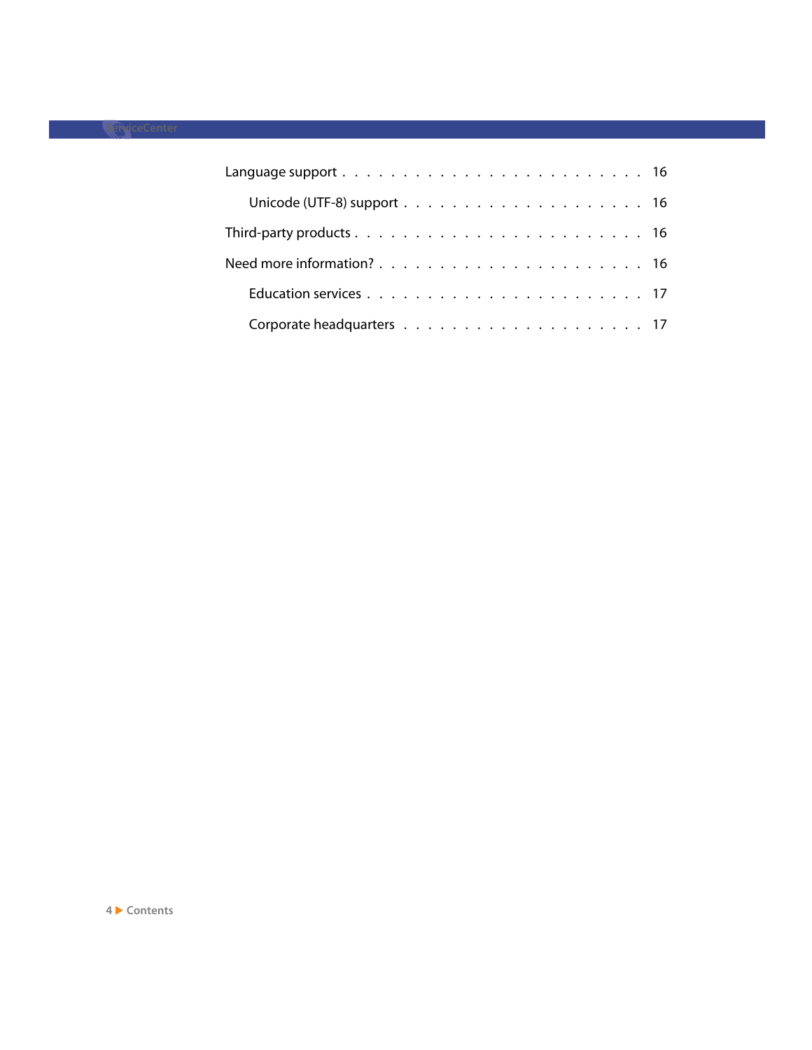Language support . . . . . . . . . . . . . . . . . . . . . . . . 16

Unicode (UTF-8) support . . . . . . . . . . . . . . . . . . . 16

Third-party products . . . . . . . . . . . . . . . . . . . . . . . 16

Need more information? . . . . . . . . . . . . . . . . . . . . . 16

Education services . . . . . . . . . . . . . . . . . . . . . . 17

Corporate headquarters . . . . . . . . . . . . . . . . . . . . 17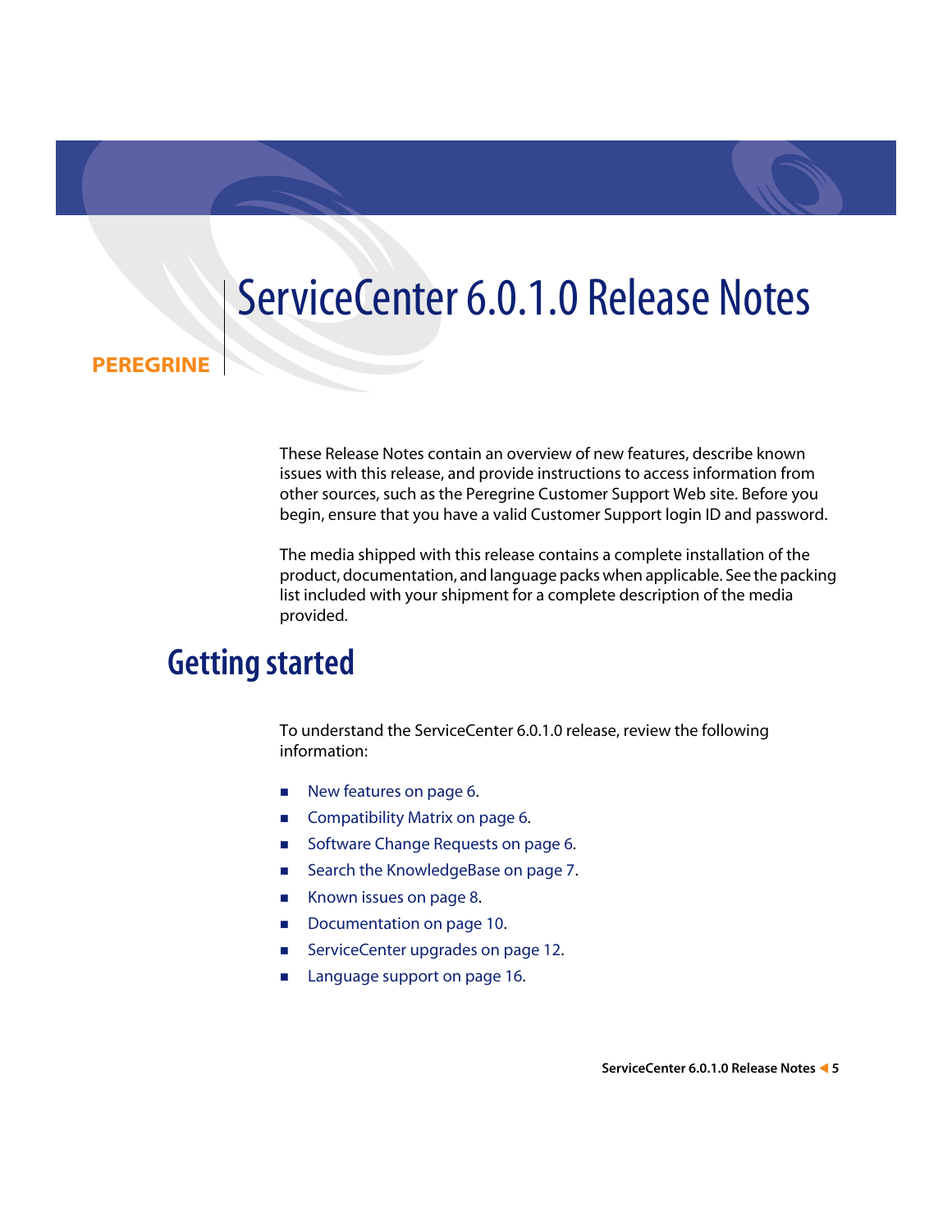PEREGRINE

# ServiceCenter 6.0.1.0 Release Notes

These Release Notes contain an overview of new features, describe known issues with this release, and provide instructions to access information from other sources, such as the Peregrine Customer Support Web site. Before you begin, ensure that you have a valid Customer Support login ID and password.

The media shipped with this release contains a complete installation of the product, documentation, and language packs when applicable. See the packing list included with your shipment for a complete description of the media provided.

## Getting started

To understand the ServiceCenter 6.0.1.0 release, review the following information:

- New features on page 6.
- Compatibility Matrix on page 6.
- Software Change Requests on page 6.
- Search the KnowledgeBase on page 7.
- Known issues on page 8.
- Documentation on page 10.
- ServiceCenter upgrades on page 12.
- Language support on page 16.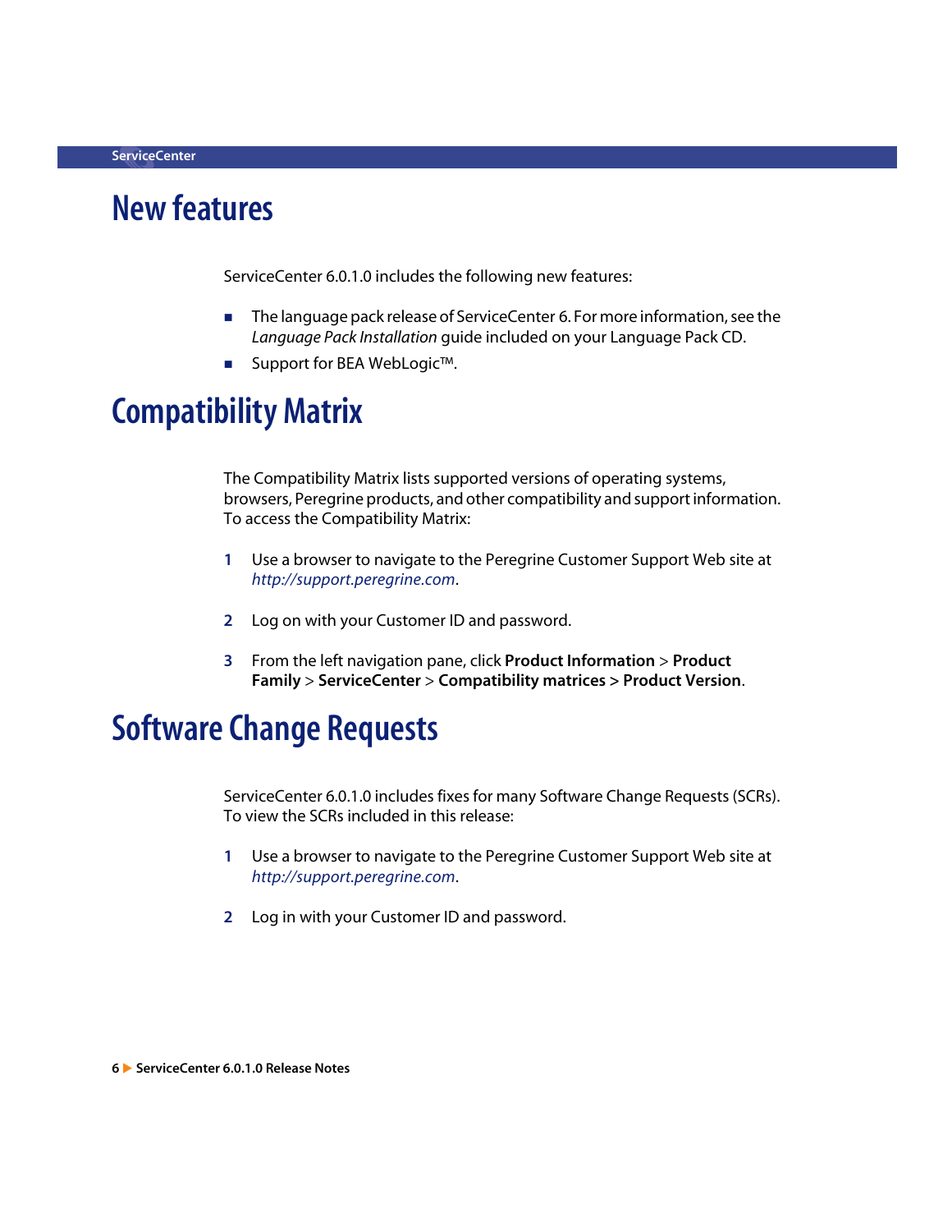# New features

ServiceCenter 6.0.1.0 includes the following new features:

- The language pack release of ServiceCenter 6. For more information, see the *Language Pack Installation* guide included on your Language Pack CD.
- Support for BEA WebLogic™.

# Compatibility Matrix

The Compatibility Matrix lists supported versions of operating systems, browsers, Peregrine products, and other compatibility and support information. To access the Compatibility Matrix:

1. Use a browser to navigate to the Peregrine Customer Support Web site at *http://support.peregrine.com*.
2. Log on with your Customer ID and password.
3. From the left navigation pane, click **Product Information** > **Product Family** > **ServiceCenter** > **Compatibility matrices > Product Version**.

# Software Change Requests

ServiceCenter 6.0.1.0 includes fixes for many Software Change Requests (SCRs). To view the SCRs included in this release:

1. Use a browser to navigate to the Peregrine Customer Support Web site at *http://support.peregrine.com*.
2. Log in with your Customer ID and password.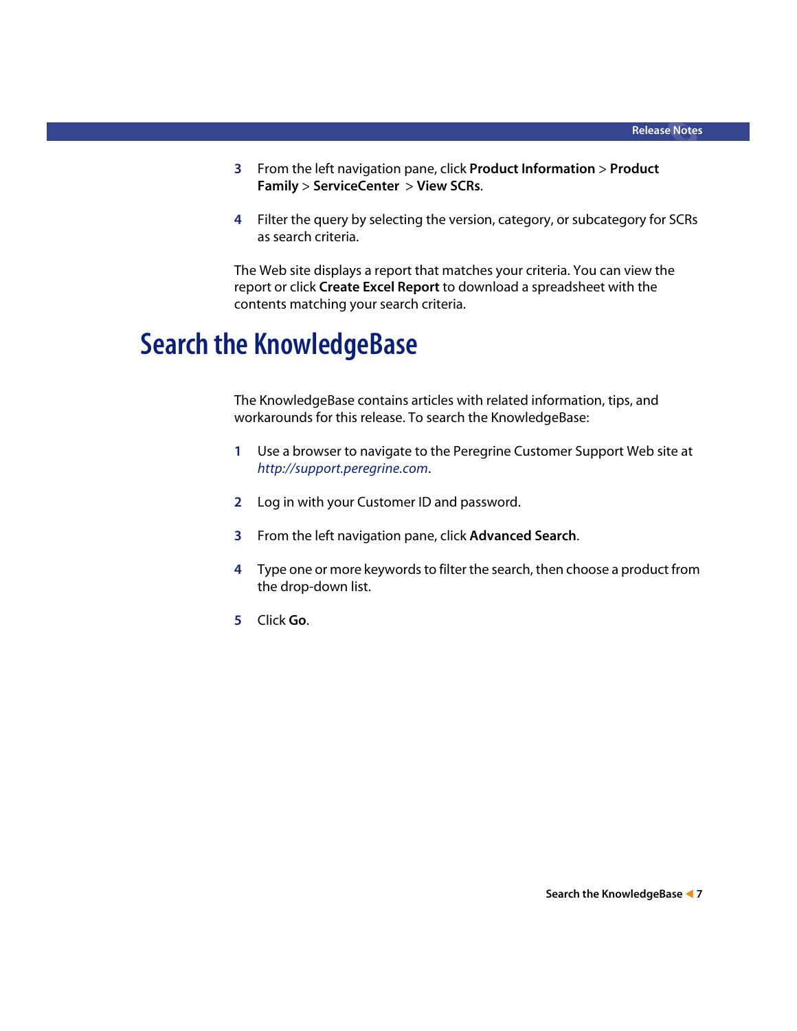3. From the left navigation pane, click **Product Information** > **Product Family** > **ServiceCenter** > **View SCRs**.

4. Filter the query by selecting the version, category, or subcategory for SCRs as search criteria.

The Web site displays a report that matches your criteria. You can view the report or click **Create Excel Report** to download a spreadsheet with the contents matching your search criteria.

# Search the KnowledgeBase

The KnowledgeBase contains articles with related information, tips, and workarounds for this release. To search the KnowledgeBase:

1. Use a browser to navigate to the Peregrine Customer Support Web site at *http://support.peregrine.com*.

2. Log in with your Customer ID and password.

3. From the left navigation pane, click **Advanced Search**.

4. Type one or more keywords to filter the search, then choose a product from the drop-down list.

5. Click **Go**.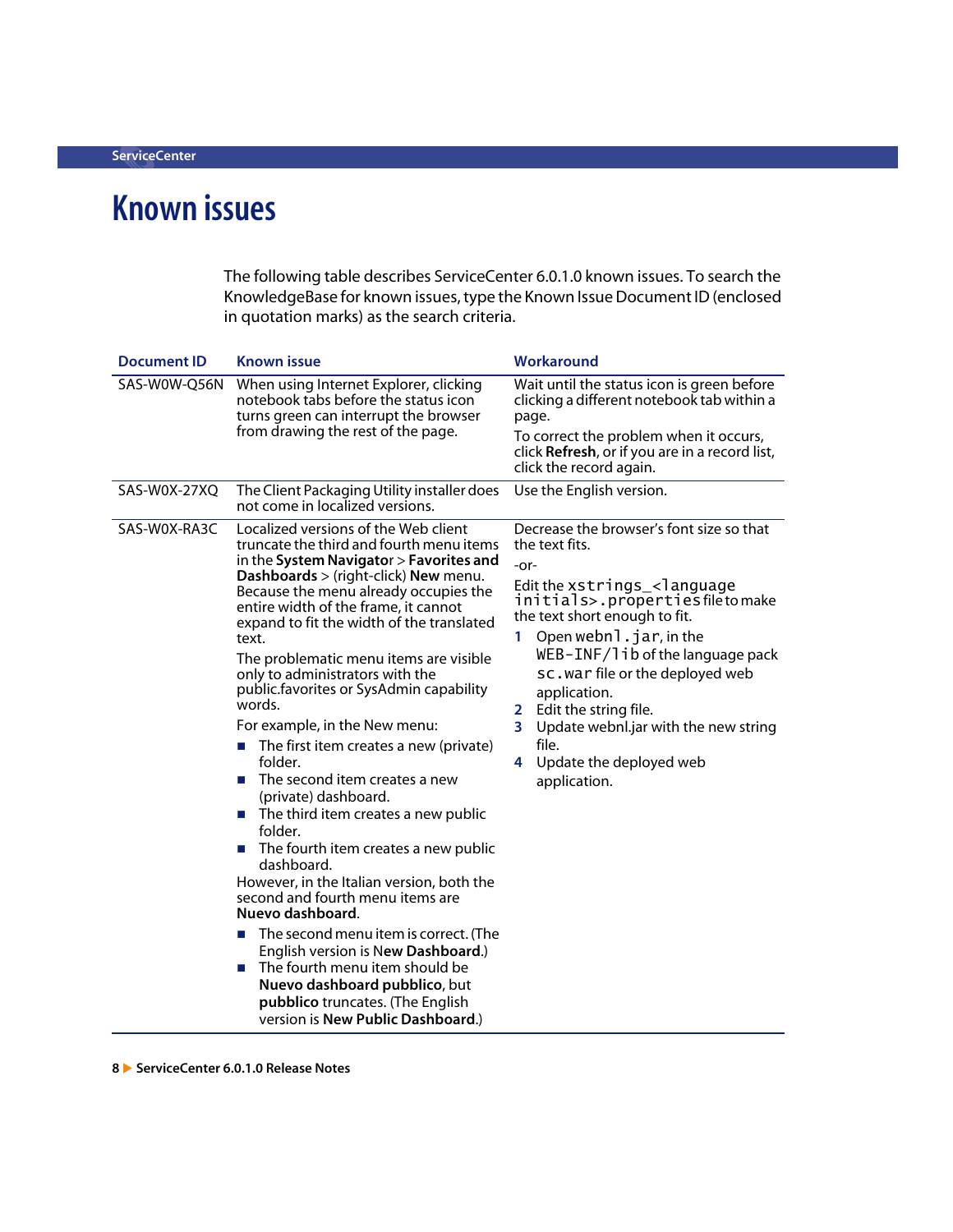# Known issues

The following table describes ServiceCenter 6.0.1.0 known issues. To search the KnowledgeBase for known issues, type the Known Issue Document ID (enclosed in quotation marks) as the search criteria.

| Document ID | Known issue | Workaround |
|---|---|---|
| SAS-W0W-Q56N | When using Internet Explorer, clicking notebook tabs before the status icon turns green can interrupt the browser from drawing the rest of the page. | Wait until the status icon is green before clicking a different notebook tab within a page.<br><br>To correct the problem when it occurs, click **Refresh**, or if you are in a record list, click the record again. |
| SAS-W0X-27XQ | The Client Packaging Utility installer does not come in localized versions. | Use the English version. |
| SAS-W0X-RA3C | Localized versions of the Web client truncate the third and fourth menu items in the **System Navigator** > **Favorites and Dashboards** > (right-click) **New** menu. Because the menu already occupies the entire width of the frame, it cannot expand to fit the width of the translated text.<br><br>The problematic menu items are visible only to administrators with the public.favorites or SysAdmin capability words.<br><br>For example, in the New menu:<br>■ The first item creates a new (private) folder.<br>■ The second item creates a new (private) dashboard.<br>■ The third item creates a new public folder.<br>■ The fourth item creates a new public dashboard.<br><br>However, in the Italian version, both the second and fourth menu items are **Nuevo dashboard**.<br>■ The second menu item is correct. (The English version is **New Dashboard**.)<br>■ The fourth menu item should be **Nuevo dashboard pubblico**, but **pubblico** truncates. (The English version is **New Public Dashboard**.) | Decrease the browser's font size so that the text fits.<br><br>-or-<br><br>Edit the `xstrings_<language initials>.properties` file to make the text short enough to fit.<br>1 Open `webnl.jar`, in the `WEB-INF/lib` of the language pack `sc.war` file or the deployed web application.<br>2 Edit the string file.<br>3 Update webnl.jar with the new string file.<br>4 Update the deployed web application. |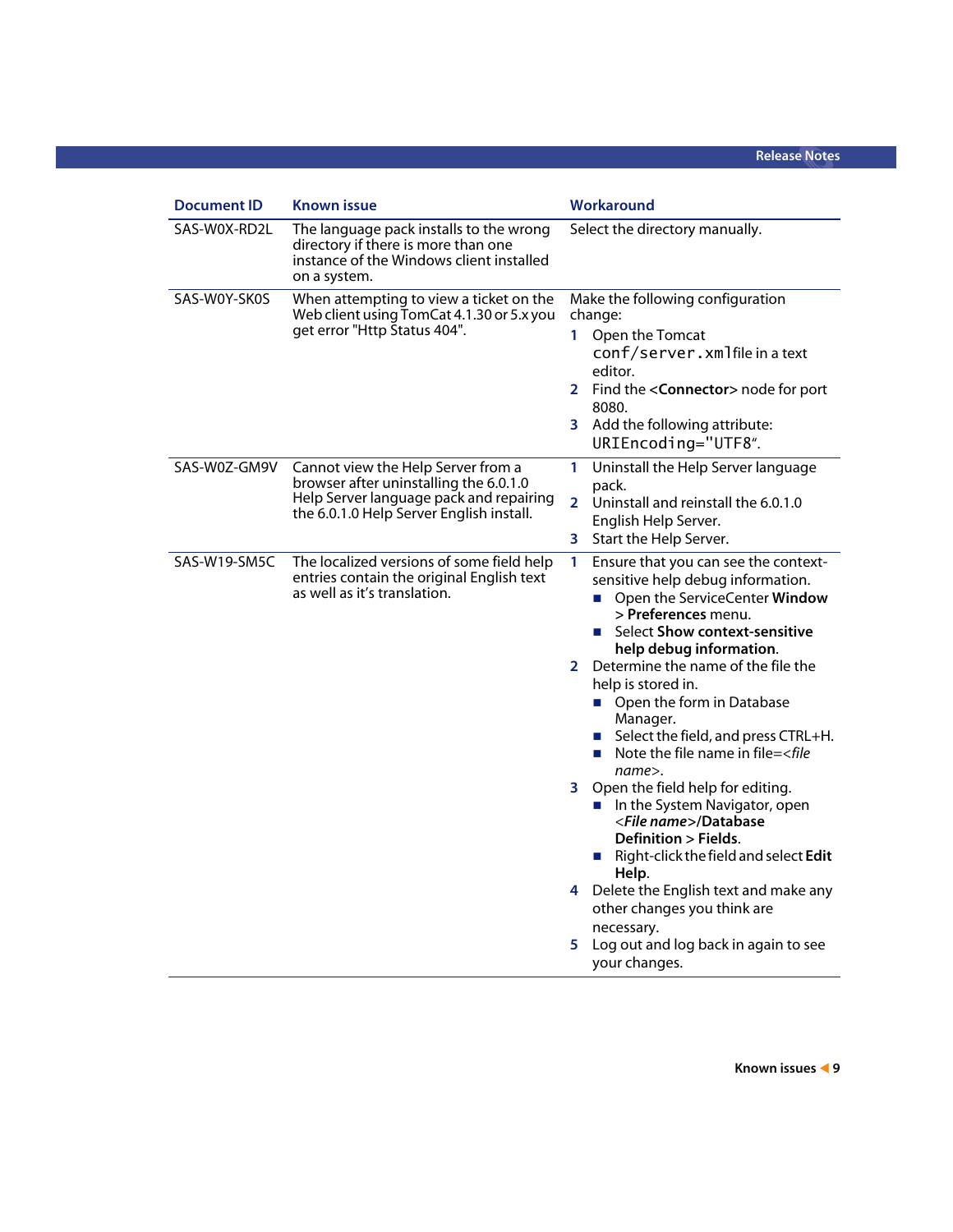| Document ID | Known issue | Workaround |
|---|---|---|
| SAS-W0X-RD2L | The language pack installs to the wrong directory if there is more than one instance of the Windows client installed on a system. | Select the directory manually. |
| SAS-W0Y-SK0S | When attempting to view a ticket on the Web client using TomCat 4.1.30 or 5.x you get error "Http Status 404". | Make the following configuration change:<br>1 Open the Tomcat `conf/server.xml` file in a text editor.<br>2 Find the <**Connector**> node for port 8080.<br>3 Add the following attribute: `URIEncoding="UTF8"`. |
| SAS-W0Z-GM9V | Cannot view the Help Server from a browser after uninstalling the 6.0.1.0 Help Server language pack and repairing the 6.0.1.0 Help Server English install. | 1 Uninstall the Help Server language pack.<br>2 Uninstall and reinstall the 6.0.1.0 English Help Server.<br>3 Start the Help Server. |
| SAS-W19-SM5C | The localized versions of some field help entries contain the original English text as well as it's translation. | 1 Ensure that you can see the context-sensitive help debug information.<br>■ Open the ServiceCenter **Window > Preferences** menu.<br>■ Select **Show context-sensitive help debug information**.<br>2 Determine the name of the file the help is stored in.<br>■ Open the form in Database Manager.<br>■ Select the field, and press CTRL+H.<br>■ Note the file name in file=<*file name*>.<br>3 Open the field help for editing.<br>■ In the System Navigator, open <***File name***>**/Database Definition > Fields**.<br>■ Right-click the field and select **Edit Help**.<br>4 Delete the English text and make any other changes you think are necessary.<br>5 Log out and log back in again to see your changes. |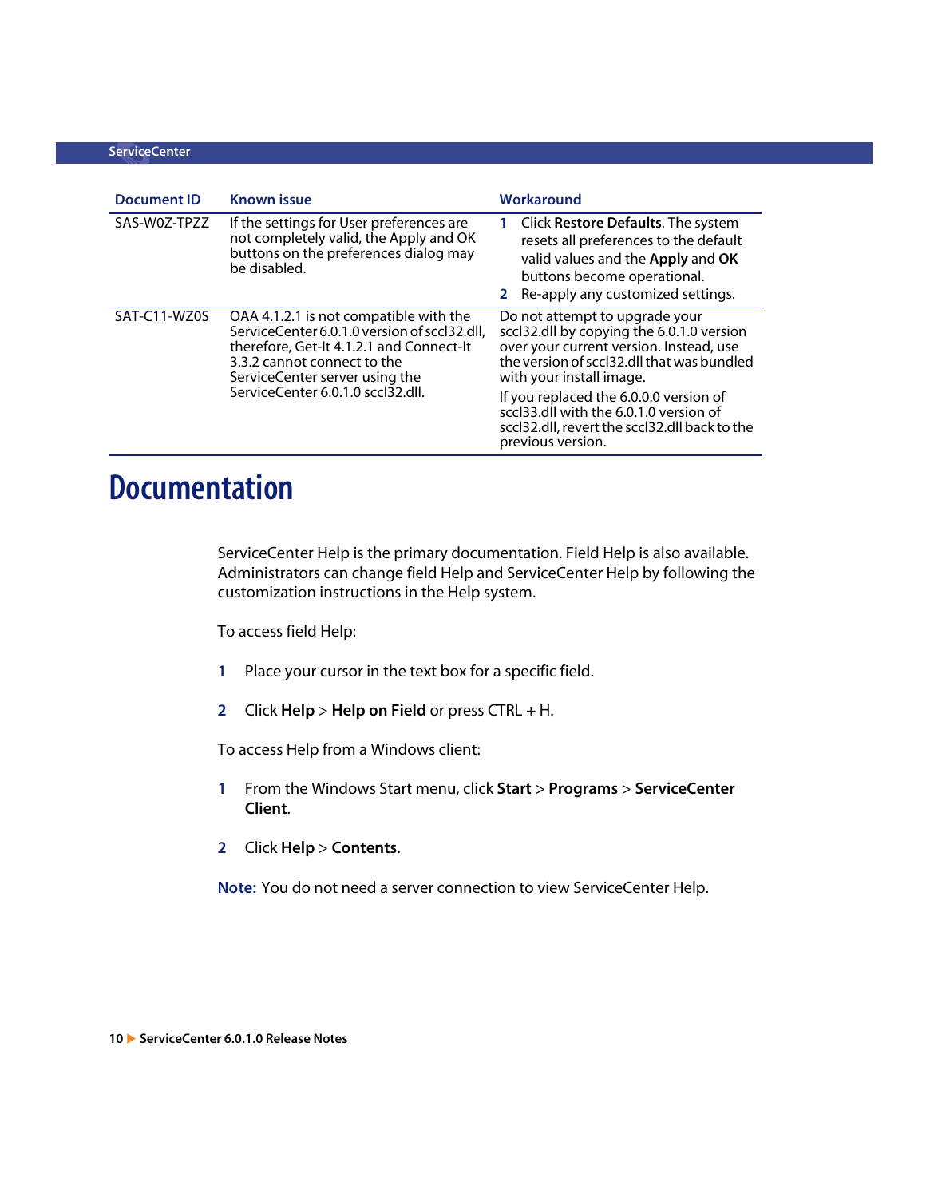| Document ID | Known issue | Workaround |
|---|---|---|
| SAS-W0Z-TPZZ | If the settings for User preferences are not completely valid, the Apply and OK buttons on the preferences dialog may be disabled. | 1 Click **Restore Defaults**. The system resets all preferences to the default valid values and the **Apply** and **OK** buttons become operational.<br>2 Re-apply any customized settings. |
| SAT-C11-WZ0S | OAA 4.1.2.1 is not compatible with the ServiceCenter 6.0.1.0 version of sccl32.dll, therefore, Get-It 4.1.2.1 and Connect-It 3.3.2 cannot connect to the ServiceCenter server using the ServiceCenter 6.0.1.0 sccl32.dll. | Do not attempt to upgrade your sccl32.dll by copying the 6.0.1.0 version over your current version. Instead, use the version of sccl32.dll that was bundled with your install image.<br>If you replaced the 6.0.0.0 version of sccl33.dll with the 6.0.1.0 version of sccl32.dll, revert the sccl32.dll back to the previous version. |

# Documentation

ServiceCenter Help is the primary documentation. Field Help is also available. Administrators can change field Help and ServiceCenter Help by following the customization instructions in the Help system.

To access field Help:

1. Place your cursor in the text box for a specific field.
2. Click **Help** > **Help on Field** or press CTRL + H.

To access Help from a Windows client:

1. From the Windows Start menu, click **Start** > **Programs** > **ServiceCenter Client**.
2. Click **Help** > **Contents**.

**Note:** You do not need a server connection to view ServiceCenter Help.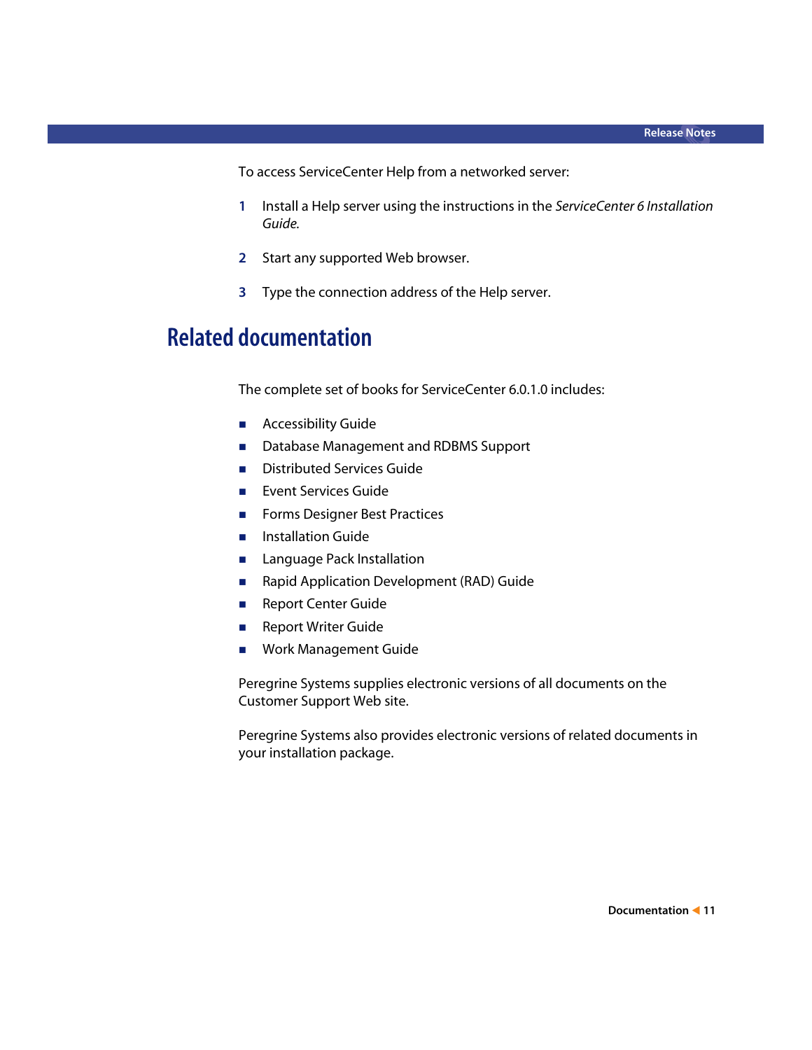To access ServiceCenter Help from a networked server:

1. Install a Help server using the instructions in the *ServiceCenter 6 Installation Guide*.

2. Start any supported Web browser.

3. Type the connection address of the Help server.

# Related documentation

The complete set of books for ServiceCenter 6.0.1.0 includes:

- Accessibility Guide
- Database Management and RDBMS Support
- Distributed Services Guide
- Event Services Guide
- Forms Designer Best Practices
- Installation Guide
- Language Pack Installation
- Rapid Application Development (RAD) Guide
- Report Center Guide
- Report Writer Guide
- Work Management Guide

Peregrine Systems supplies electronic versions of all documents on the Customer Support Web site.

Peregrine Systems also provides electronic versions of related documents in your installation package.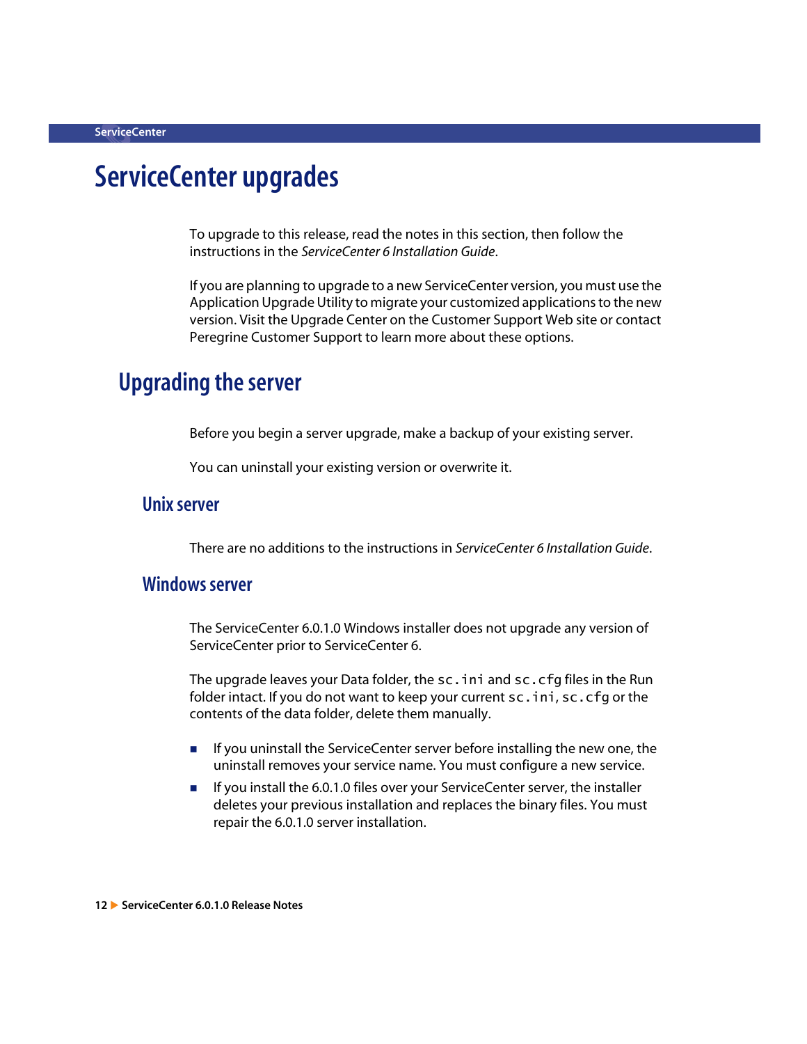# ServiceCenter upgrades

To upgrade to this release, read the notes in this section, then follow the instructions in the *ServiceCenter 6 Installation Guide*.

If you are planning to upgrade to a new ServiceCenter version, you must use the Application Upgrade Utility to migrate your customized applications to the new version. Visit the Upgrade Center on the Customer Support Web site or contact Peregrine Customer Support to learn more about these options.

## Upgrading the server

Before you begin a server upgrade, make a backup of your existing server.

You can uninstall your existing version or overwrite it.

### Unix server

There are no additions to the instructions in *ServiceCenter 6 Installation Guide*.

### Windows server

The ServiceCenter 6.0.1.0 Windows installer does not upgrade any version of ServiceCenter prior to ServiceCenter 6.

The upgrade leaves your Data folder, the `sc.ini` and `sc.cfg` files in the Run folder intact. If you do not want to keep your current `sc.ini`, `sc.cfg` or the contents of the data folder, delete them manually.

- If you uninstall the ServiceCenter server before installing the new one, the uninstall removes your service name. You must configure a new service.
- If you install the 6.0.1.0 files over your ServiceCenter server, the installer deletes your previous installation and replaces the binary files. You must repair the 6.0.1.0 server installation.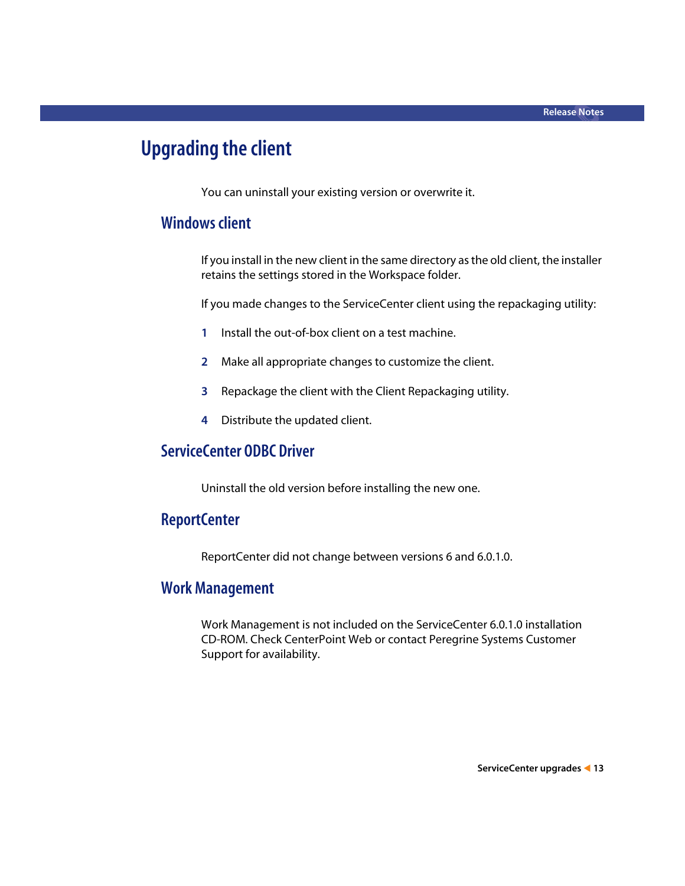# Upgrading the client

You can uninstall your existing version or overwrite it.

## Windows client

If you install in the new client in the same directory as the old client, the installer retains the settings stored in the Workspace folder.

If you made changes to the ServiceCenter client using the repackaging utility:

1. Install the out-of-box client on a test machine.
2. Make all appropriate changes to customize the client.
3. Repackage the client with the Client Repackaging utility.
4. Distribute the updated client.

## ServiceCenter ODBC Driver

Uninstall the old version before installing the new one.

## ReportCenter

ReportCenter did not change between versions 6 and 6.0.1.0.

## Work Management

Work Management is not included on the ServiceCenter 6.0.1.0 installation CD-ROM. Check CenterPoint Web or contact Peregrine Systems Customer Support for availability.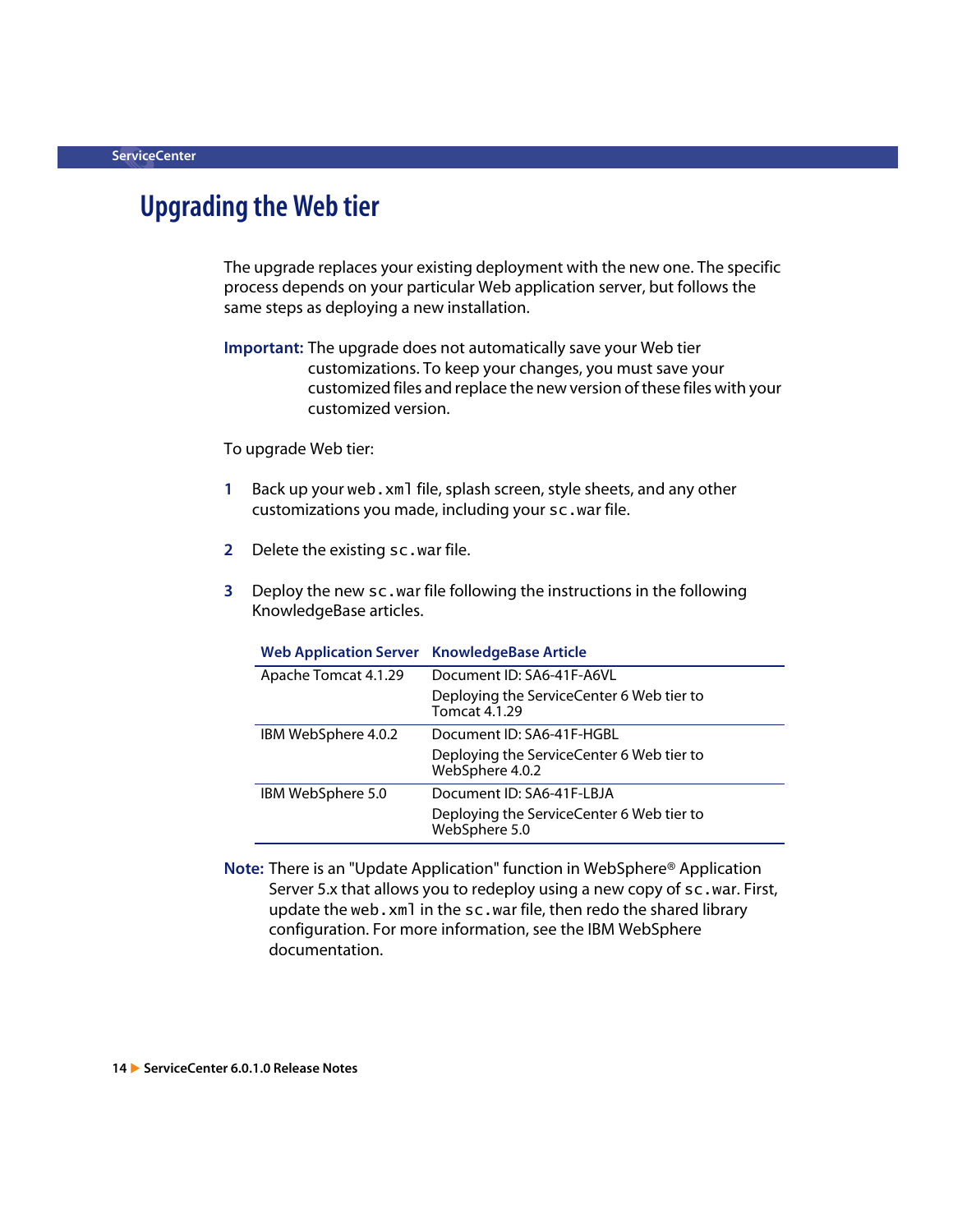## Upgrading the Web tier

The upgrade replaces your existing deployment with the new one. The specific process depends on your particular Web application server, but follows the same steps as deploying a new installation.

**Important:** The upgrade does not automatically save your Web tier customizations. To keep your changes, you must save your customized files and replace the new version of these files with your customized version.

To upgrade Web tier:

1. Back up your `web.xml` file, splash screen, style sheets, and any other customizations you made, including your `sc.war` file.
2. Delete the existing `sc.war` file.
3. Deploy the new `sc.war` file following the instructions in the following KnowledgeBase articles.

| Web Application Server | KnowledgeBase Article |
|---|---|
| Apache Tomcat 4.1.29 | Document ID: SA6-41F-A6VL<br>Deploying the ServiceCenter 6 Web tier to Tomcat 4.1.29 |
| IBM WebSphere 4.0.2 | Document ID: SA6-41F-HGBL<br>Deploying the ServiceCenter 6 Web tier to WebSphere 4.0.2 |
| IBM WebSphere 5.0 | Document ID: SA6-41F-LBJA<br>Deploying the ServiceCenter 6 Web tier to WebSphere 5.0 |

**Note:** There is an "Update Application" function in WebSphere® Application Server 5.x that allows you to redeploy using a new copy of `sc.war`. First, update the `web.xml` in the `sc.war` file, then redo the shared library configuration. For more information, see the IBM WebSphere documentation.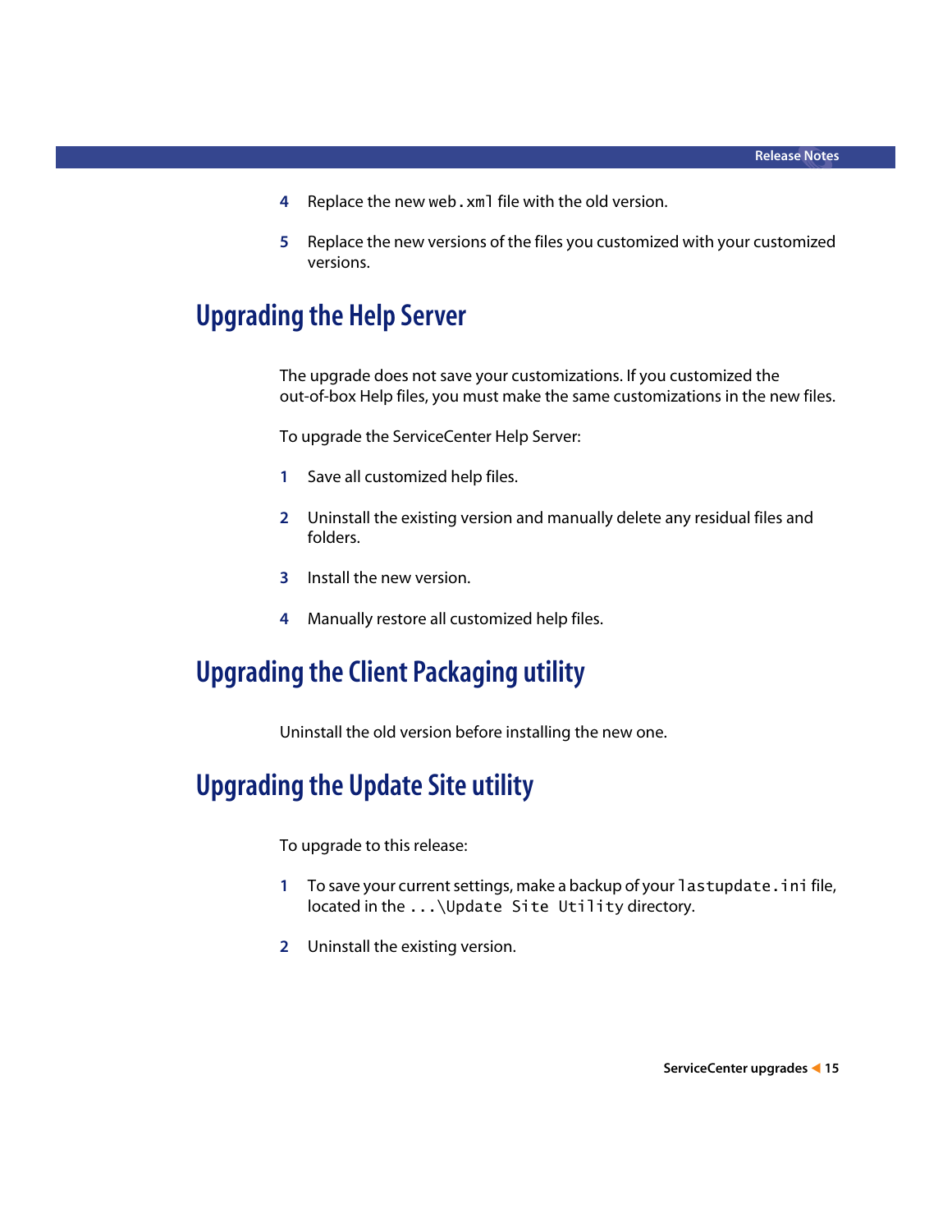4. Replace the new `web.xml` file with the old version.
5. Replace the new versions of the files you customized with your customized versions.

## Upgrading the Help Server

The upgrade does not save your customizations. If you customized the out-of-box Help files, you must make the same customizations in the new files.

To upgrade the ServiceCenter Help Server:

1. Save all customized help files.
2. Uninstall the existing version and manually delete any residual files and folders.
3. Install the new version.
4. Manually restore all customized help files.

## Upgrading the Client Packaging utility

Uninstall the old version before installing the new one.

## Upgrading the Update Site utility

To upgrade to this release:

1. To save your current settings, make a backup of your `lastupdate.ini` file, located in the `...\Update Site Utility` directory.
2. Uninstall the existing version.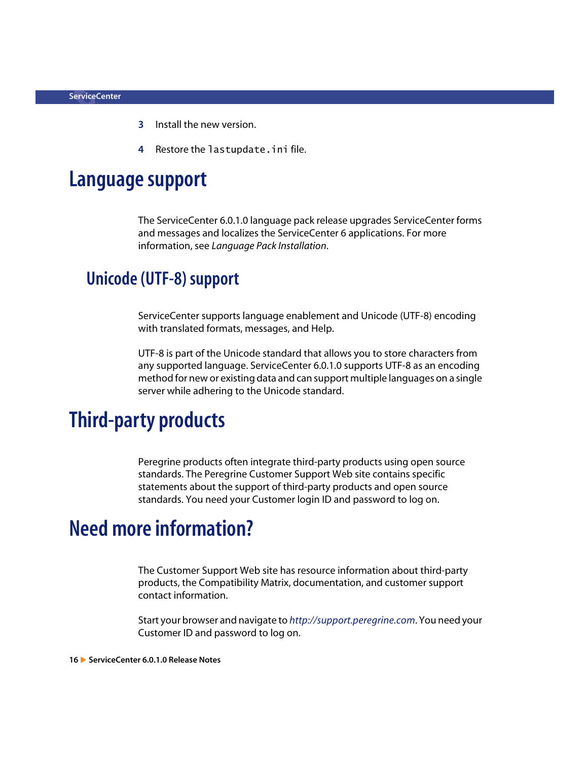3. Install the new version.

4. Restore the `lastupdate.ini` file.

# Language support

The ServiceCenter 6.0.1.0 language pack release upgrades ServiceCenter forms and messages and localizes the ServiceCenter 6 applications. For more information, see *Language Pack Installation*.

## Unicode (UTF-8) support

ServiceCenter supports language enablement and Unicode (UTF-8) encoding with translated formats, messages, and Help.

UTF-8 is part of the Unicode standard that allows you to store characters from any supported language. ServiceCenter 6.0.1.0 supports UTF-8 as an encoding method for new or existing data and can support multiple languages on a single server while adhering to the Unicode standard.

# Third-party products

Peregrine products often integrate third-party products using open source standards. The Peregrine Customer Support Web site contains specific statements about the support of third-party products and open source standards. You need your Customer login ID and password to log on.

# Need more information?

The Customer Support Web site has resource information about third-party products, the Compatibility Matrix, documentation, and customer support contact information.

Start your browser and navigate to *http://support.peregrine.com*. You need your Customer ID and password to log on.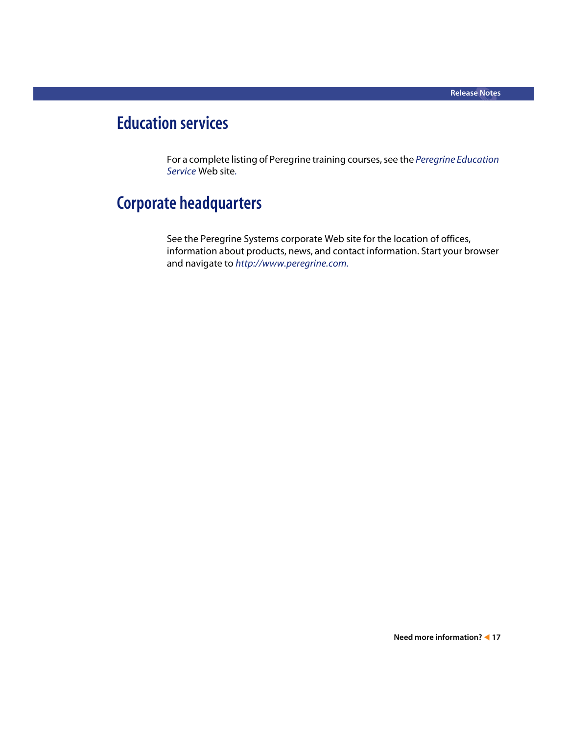## Education services

For a complete listing of Peregrine training courses, see the *Peregrine Education Service* Web site.

## Corporate headquarters

See the Peregrine Systems corporate Web site for the location of offices, information about products, news, and contact information. Start your browser and navigate to *http://www.peregrine.com.*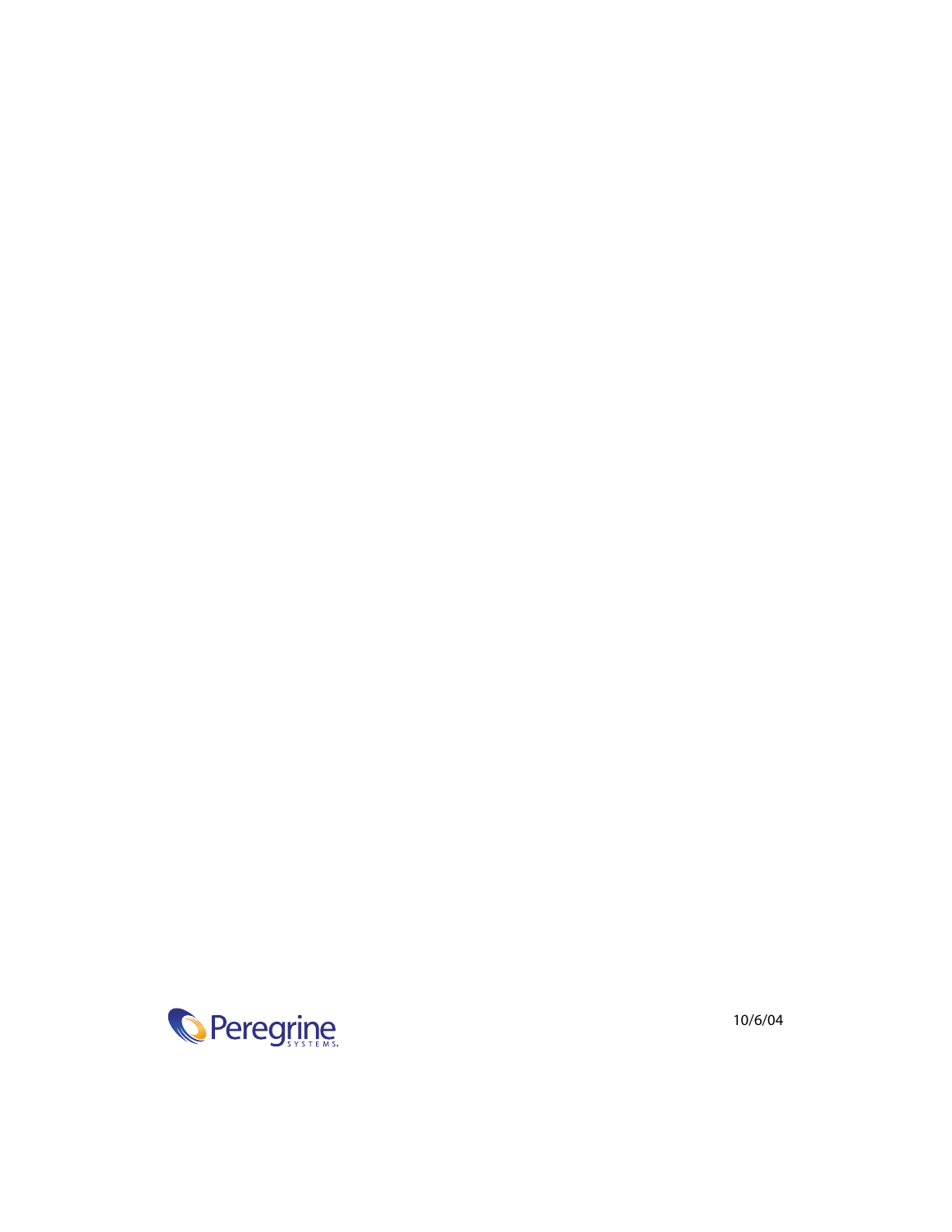Peregrine SYSTEMS

10/6/04